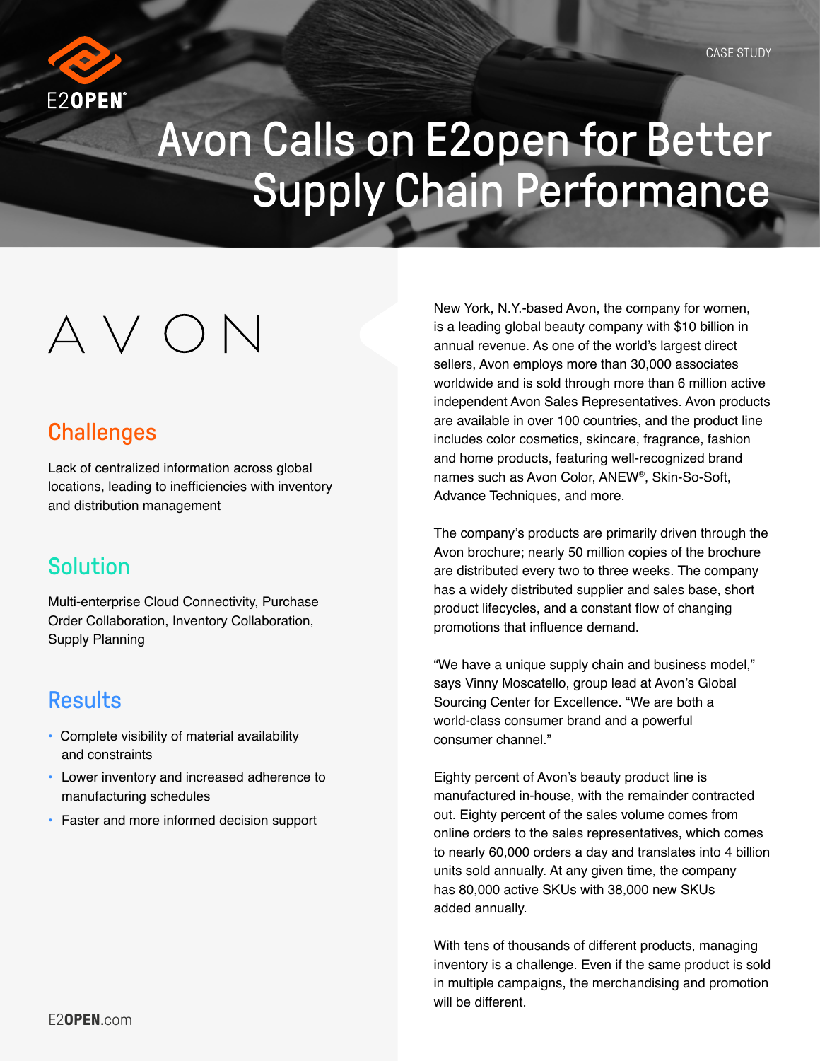CASE STUDY

# Avon Calls on E2open for Better Supply Chain Performance

AVON

## Challenges

Lack of centralized information across global locations, leading to inefficiencies with inventory and distribution management

## Solution

Multi-enterprise Cloud Connectivity, Purchase Order Collaboration, Inventory Collaboration, Supply Planning

## Results

- Complete visibility of material availability and constraints
- Lower inventory and increased adherence to manufacturing schedules
- Faster and more informed decision support

New York, N.Y.-based Avon, the company for women, is a leading global beauty company with $10 billion in annual revenue. As one of the world's largest direct sellers, Avon employs more than 30,000 associates worldwide and is sold through more than 6 million active independent Avon Sales Representatives. Avon products are available in over 100 countries, and the product line includes color cosmetics, skincare, fragrance, fashion and home products, featuring well-recognized brand names such as Avon Color, ANEW®, Skin-So-Soft, Advance Techniques, and more.

The company's products are primarily driven through the Avon brochure; nearly 50 million copies of the brochure are distributed every two to three weeks. The company has a widely distributed supplier and sales base, short product lifecycles, and a constant flow of changing promotions that influence demand.

"We have a unique supply chain and business model," says Vinny Moscatello, group lead at Avon's Global Sourcing Center for Excellence. "We are both a world-class consumer brand and a powerful consumer channel."

Eighty percent of Avon's beauty product line is manufactured in-house, with the remainder contracted out. Eighty percent of the sales volume comes from online orders to the sales representatives, which comes to nearly 60,000 orders a day and translates into 4 billion units sold annually. At any given time, the company has 80,000 active SKUs with 38,000 new SKUs added annually.

With tens of thousands of different products, managing inventory is a challenge. Even if the same product is sold in multiple campaigns, the merchandising and promotion will be different.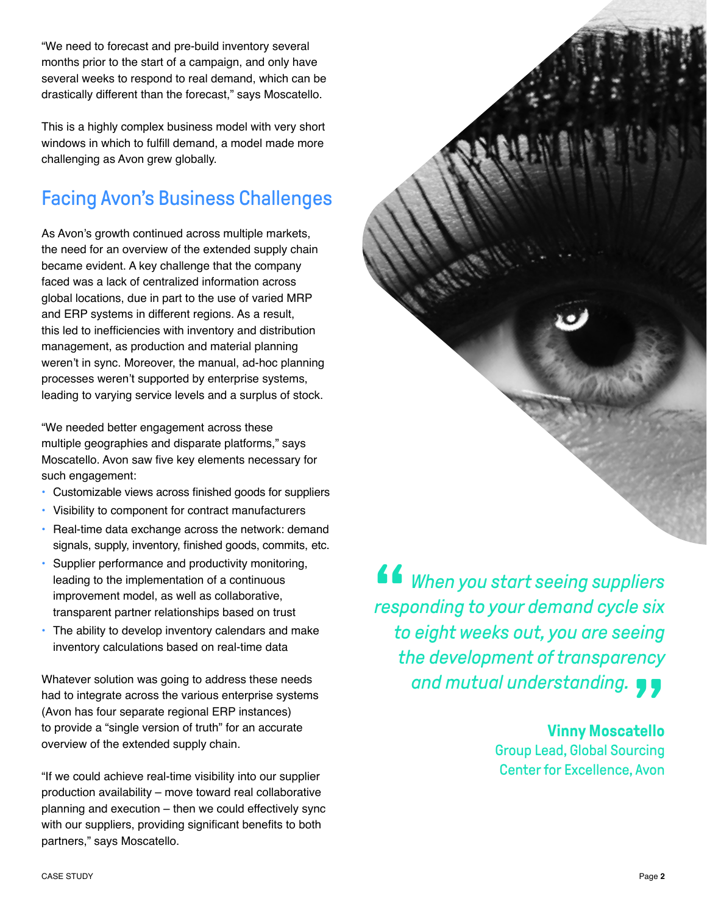"We need to forecast and pre-build inventory several months prior to the start of a campaign, and only have several weeks to respond to real demand, which can be drastically different than the forecast," says Moscatello.

This is a highly complex business model with very short windows in which to fulfill demand, a model made more challenging as Avon grew globally.

## Facing Avon's Business Challenges

As Avon's growth continued across multiple markets, the need for an overview of the extended supply chain became evident. A key challenge that the company faced was a lack of centralized information across global locations, due in part to the use of varied MRP and ERP systems in different regions. As a result, this led to inefficiencies with inventory and distribution management, as production and material planning weren't in sync. Moreover, the manual, ad-hoc planning processes weren't supported by enterprise systems, leading to varying service levels and a surplus of stock.

"We needed better engagement across these multiple geographies and disparate platforms," says Moscatello. Avon saw five key elements necessary for such engagement:

- Customizable views across finished goods for suppliers
- Visibility to component for contract manufacturers
- Real-time data exchange across the network: demand signals, supply, inventory, finished goods, commits, etc.
- Supplier performance and productivity monitoring, leading to the implementation of a continuous improvement model, as well as collaborative, transparent partner relationships based on trust
- The ability to develop inventory calendars and make inventory calculations based on real-time data

Whatever solution was going to address these needs had to integrate across the various enterprise systems (Avon has four separate regional ERP instances) to provide a "single version of truth" for an accurate overview of the extended supply chain.

"If we could achieve real-time visibility into our supplier production availability – move toward real collaborative planning and execution – then we could effectively sync with our suppliers, providing significant benefits to both partners," says Moscatello.

> *"When you start seeing suppliers responding to your demand cycle six to eight weeks out, you are seeing the development of transparency and mutual understanding."*
>
> **Vinny Moscatello**
> Group Lead, Global Sourcing Center for Excellence, Avon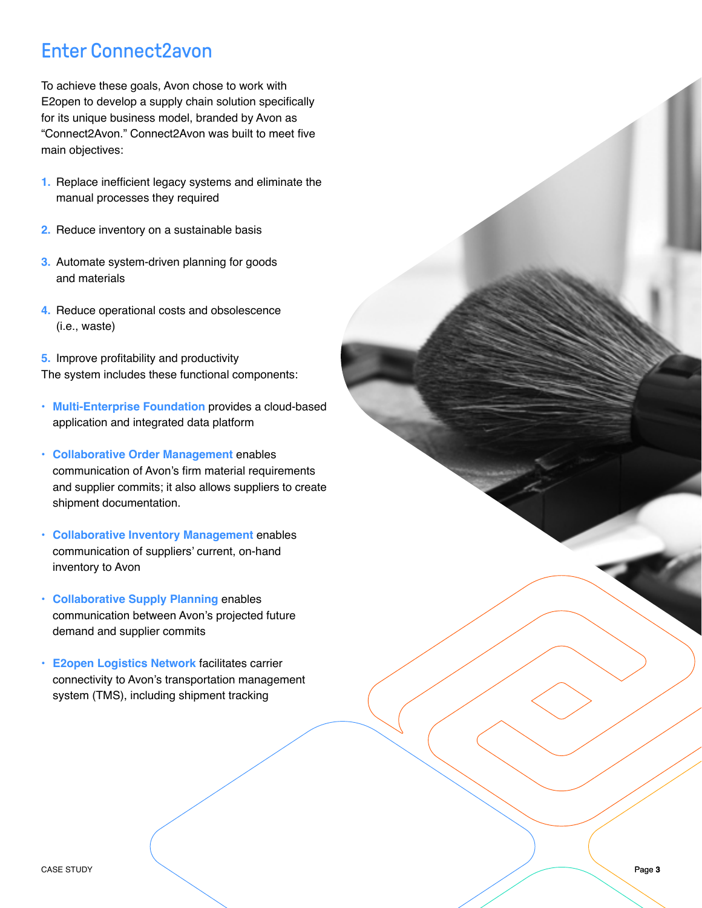## Enter Connect2avon

To achieve these goals, Avon chose to work with E2open to develop a supply chain solution specifically for its unique business model, branded by Avon as "Connect2Avon." Connect2Avon was built to meet five main objectives:

1. Replace inefficient legacy systems and eliminate the manual processes they required
2. Reduce inventory on a sustainable basis
3. Automate system-driven planning for goods and materials
4. Reduce operational costs and obsolescence (i.e., waste)
5. Improve profitability and productivity

The system includes these functional components:

- **Multi-Enterprise Foundation** provides a cloud-based application and integrated data platform
- **Collaborative Order Management** enables communication of Avon's firm material requirements and supplier commits; it also allows suppliers to create shipment documentation.
- **Collaborative Inventory Management** enables communication of suppliers' current, on-hand inventory to Avon
- **Collaborative Supply Planning** enables communication between Avon's projected future demand and supplier commits
- **E2open Logistics Network** facilitates carrier connectivity to Avon's transportation management system (TMS), including shipment tracking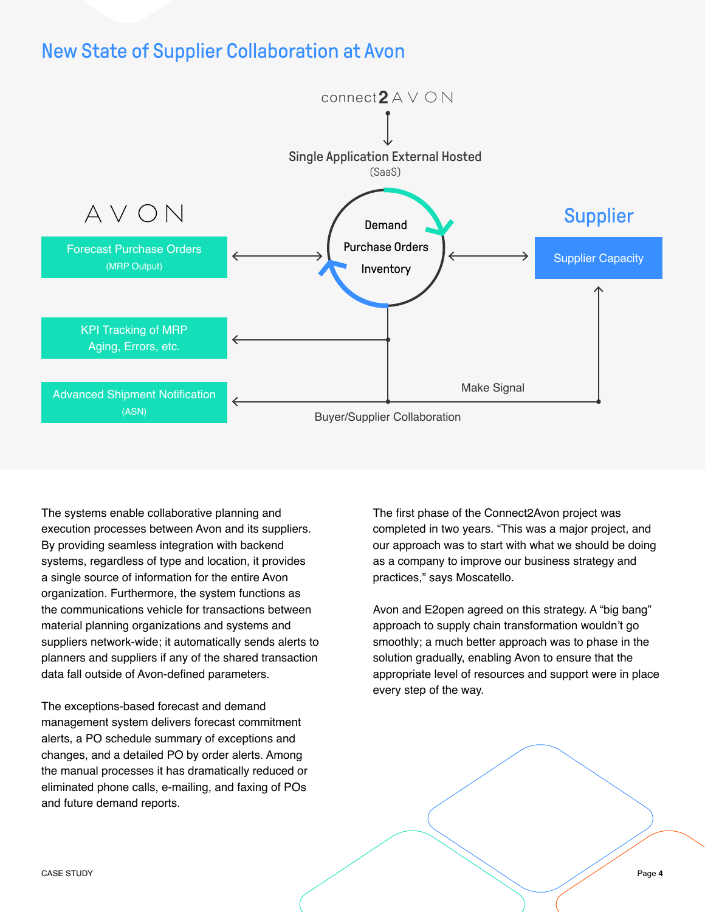## New State of Supplier Collaboration at Avon

connect2AVON

Single Application External Hosted
(SaaS)

AVON

Forecast Purchase Orders
(MRP Output)

Demand
Purchase Orders
Inventory

Supplier

Supplier Capacity

KPI Tracking of MRP
Aging, Errors, etc.

Advanced Shipment Notification
(ASN)

Make Signal

Buyer/Supplier Collaboration

The systems enable collaborative planning and execution processes between Avon and its suppliers. By providing seamless integration with backend systems, regardless of type and location, it provides a single source of information for the entire Avon organization. Furthermore, the system functions as the communications vehicle for transactions between material planning organizations and systems and suppliers network-wide; it automatically sends alerts to planners and suppliers if any of the shared transaction data fall outside of Avon-defined parameters.

The exceptions-based forecast and demand management system delivers forecast commitment alerts, a PO schedule summary of exceptions and changes, and a detailed PO by order alerts. Among the manual processes it has dramatically reduced or eliminated phone calls, e-mailing, and faxing of POs and future demand reports.

The first phase of the Connect2Avon project was completed in two years. "This was a major project, and our approach was to start with what we should be doing as a company to improve our business strategy and practices," says Moscatello.

Avon and E2open agreed on this strategy. A "big bang" approach to supply chain transformation wouldn't go smoothly; a much better approach was to phase in the solution gradually, enabling Avon to ensure that the appropriate level of resources and support were in place every step of the way.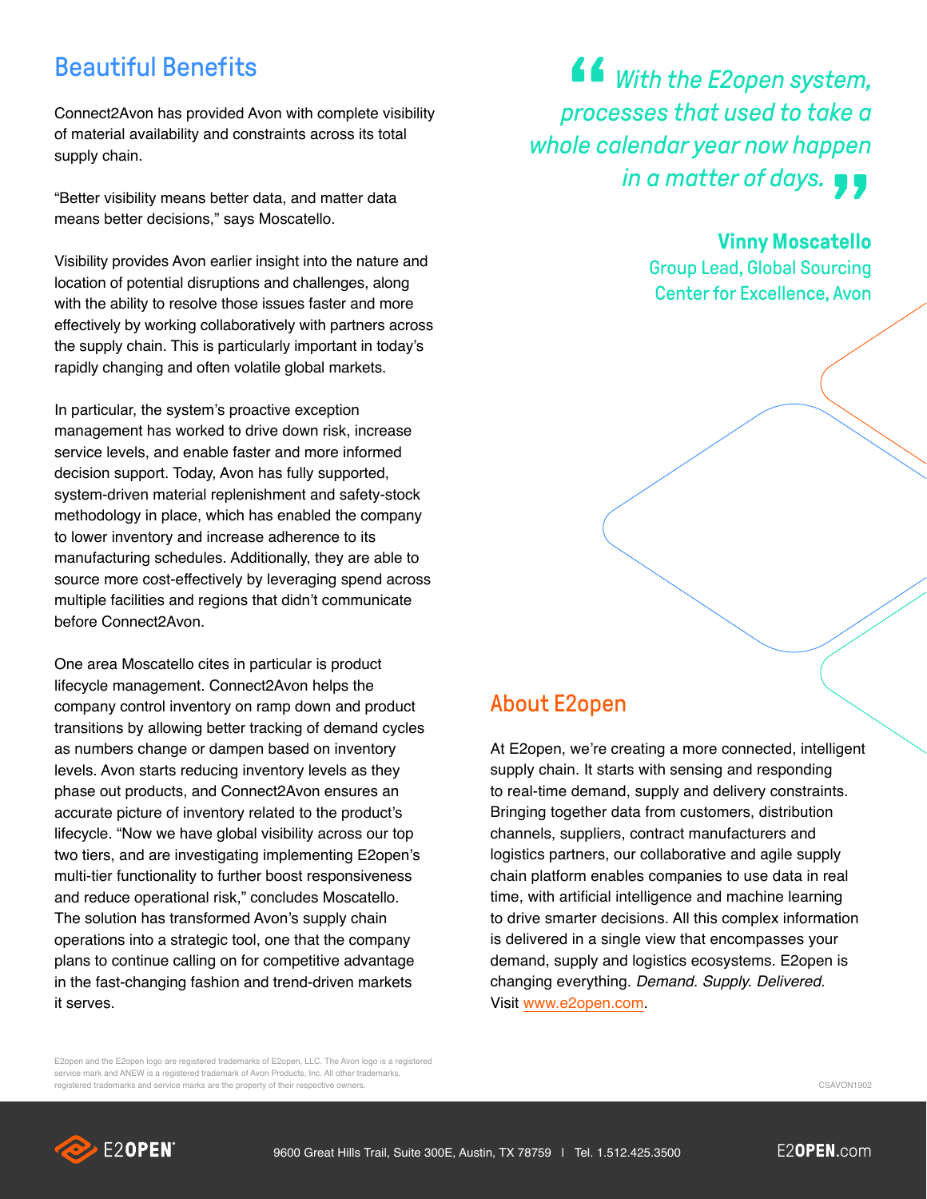## Beautiful Benefits

Connect2Avon has provided Avon with complete visibility of material availability and constraints across its total supply chain.

“Better visibility means better data, and matter data means better decisions,” says Moscatello.

Visibility provides Avon earlier insight into the nature and location of potential disruptions and challenges, along with the ability to resolve those issues faster and more effectively by working collaboratively with partners across the supply chain. This is particularly important in today’s rapidly changing and often volatile global markets.

In particular, the system’s proactive exception management has worked to drive down risk, increase service levels, and enable faster and more informed decision support. Today, Avon has fully supported, system-driven material replenishment and safety-stock methodology in place, which has enabled the company to lower inventory and increase adherence to its manufacturing schedules. Additionally, they are able to source more cost-effectively by leveraging spend across multiple facilities and regions that didn’t communicate before Connect2Avon.

One area Moscatello cites in particular is product lifecycle management. Connect2Avon helps the company control inventory on ramp down and product transitions by allowing better tracking of demand cycles as numbers change or dampen based on inventory levels. Avon starts reducing inventory levels as they phase out products, and Connect2Avon ensures an accurate picture of inventory related to the product’s lifecycle. “Now we have global visibility across our top two tiers, and are investigating implementing E2open’s multi-tier functionality to further boost responsiveness and reduce operational risk,” concludes Moscatello. The solution has transformed Avon’s supply chain operations into a strategic tool, one that the company plans to continue calling on for competitive advantage in the fast-changing fashion and trend-driven markets it serves.

> *“With the E2open system, processes that used to take a whole calendar year now happen in a matter of days.”*
>
> **Vinny Moscatello**
> Group Lead, Global Sourcing Center for Excellence, Avon

## About E2open

At E2open, we’re creating a more connected, intelligent supply chain. It starts with sensing and responding to real-time demand, supply and delivery constraints. Bringing together data from customers, distribution channels, suppliers, contract manufacturers and logistics partners, our collaborative and agile supply chain platform enables companies to use data in real time, with artificial intelligence and machine learning to drive smarter decisions. All this complex information is delivered in a single view that encompasses your demand, supply and logistics ecosystems. E2open is changing everything. *Demand. Supply. Delivered.* Visit www.e2open.com.

E2open and the E2open logo are registered trademarks of E2open, LLC. The Avon logo is a registered service mark and ANEW is a registered trademark of Avon Products, Inc. All other trademarks, registered trademarks and service marks are the property of their respective owners.

CSAVON1902

E2OPEN

9600 Great Hills Trail, Suite 300E, Austin, TX 78759 | Tel. 1.512.425.3500

E2OPEN.com